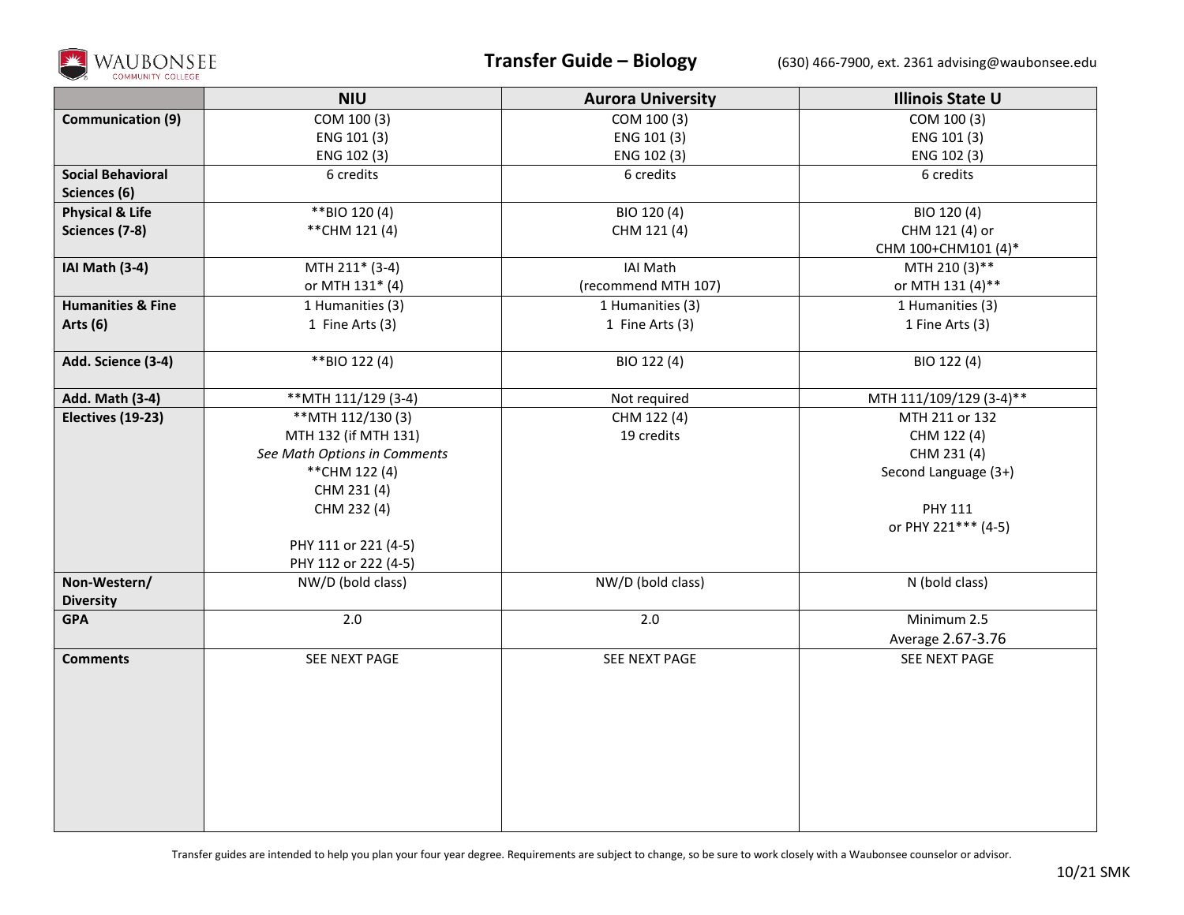# Transfer Guide – Biology

(630) 466-7900, ext. 2361 advising@waubonsee.edu

| | NIU | Aurora University | Illinois State U |
|---|---|---|---|
| **Communication (9)** | COM 100 (3)<br>ENG 101 (3)<br>ENG 102 (3) | COM 100 (3)<br>ENG 101 (3)<br>ENG 102 (3) | COM 100 (3)<br>ENG 101 (3)<br>ENG 102 (3) |
| **Social Behavioral Sciences (6)** | 6 credits | 6 credits | 6 credits |
| **Physical & Life Sciences (7-8)** | **BIO 120 (4)<br>**CHM 121 (4) | BIO 120 (4)<br>CHM 121 (4) | BIO 120 (4)<br>CHM 121 (4) or<br>CHM 100+CHM101 (4)* |
| **IAI Math (3-4)** | MTH 211* (3-4)<br>or MTH 131* (4) | IAI Math<br>(recommend MTH 107) | MTH 210 (3)**<br>or MTH 131 (4)** |
| **Humanities & Fine Arts (6)** | 1 Humanities (3)<br>1 Fine Arts (3) | 1 Humanities (3)<br>1 Fine Arts (3) | 1 Humanities (3)<br>1 Fine Arts (3) |
| **Add. Science (3-4)** | **BIO 122 (4) | BIO 122 (4) | BIO 122 (4) |
| **Add. Math (3-4)** | **MTH 111/129 (3-4) | Not required | MTH 111/109/129 (3-4)** |
| **Electives (19-23)** | **MTH 112/130 (3)<br>MTH 132 (if MTH 131)<br>*See Math Options in Comments*<br>**CHM 122 (4)<br>CHM 231 (4)<br>CHM 232 (4)<br><br>PHY 111 or 221 (4-5)<br>PHY 112 or 222 (4-5) | CHM 122 (4)<br>19 credits | MTH 211 or 132<br>CHM 122 (4)<br>CHM 231 (4)<br>Second Language (3+)<br><br>PHY 111<br>or PHY 221*** (4-5) |
| **Non-Western/ Diversity** | NW/D (bold class) | NW/D (bold class) | N (bold class) |
| **GPA** | 2.0 | 2.0 | Minimum 2.5<br>Average 2.67-3.76 |
| **Comments** | SEE NEXT PAGE | SEE NEXT PAGE | SEE NEXT PAGE |

Transfer guides are intended to help you plan your four year degree. Requirements are subject to change, so be sure to work closely with a Waubonsee counselor or advisor.

10/21 SMK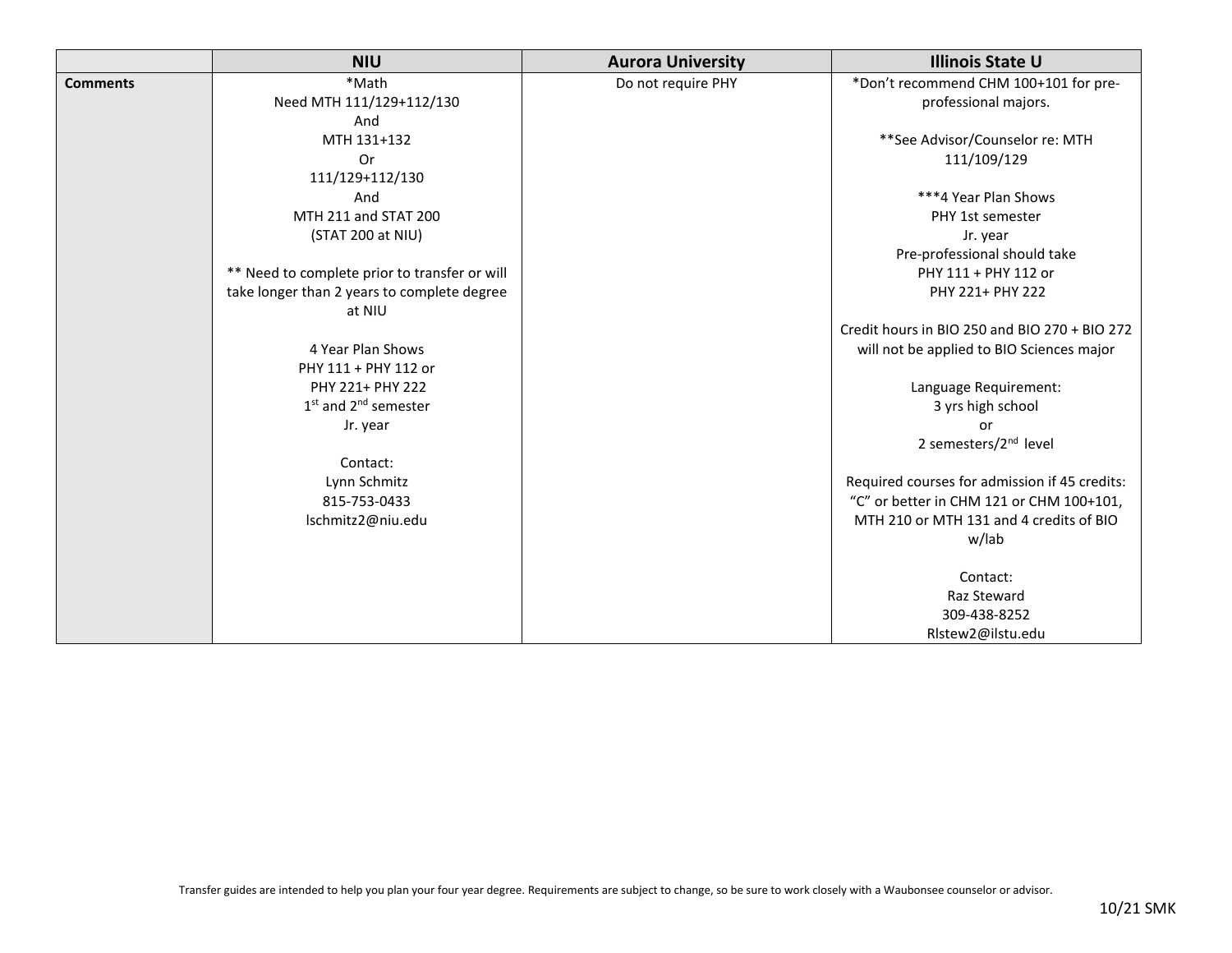| | NIU | Aurora University | Illinois State U |
|---|---|---|---|
| **Comments** | *Math<br>Need MTH 111/129+112/130<br>And<br>MTH 131+132<br>Or<br>111/129+112/130<br>And<br>MTH 211 and STAT 200<br>(STAT 200 at NIU)<br><br>** Need to complete prior to transfer or will take longer than 2 years to complete degree at NIU<br><br>4 Year Plan Shows<br>PHY 111 + PHY 112 or<br>PHY 221+ PHY 222<br>1st and 2nd semester<br>Jr. year<br><br>Contact:<br>Lynn Schmitz<br>815-753-0433<br>lschmitz2@niu.edu | Do not require PHY | *Don't recommend CHM 100+101 for pre-professional majors.<br><br>**See Advisor/Counselor re: MTH 111/109/129<br><br>***4 Year Plan Shows<br>PHY 1st semester<br>Jr. year<br>Pre-professional should take<br>PHY 111 + PHY 112 or<br>PHY 221+ PHY 222<br><br>Credit hours in BIO 250 and BIO 270 + BIO 272 will not be applied to BIO Sciences major<br><br>Language Requirement:<br>3 yrs high school<br>or<br>2 semesters/2nd level<br><br>Required courses for admission if 45 credits: "C" or better in CHM 121 or CHM 100+101, MTH 210 or MTH 131 and 4 credits of BIO w/lab<br><br>Contact:<br>Raz Steward<br>309-438-8252<br>Rlstew2@ilstu.edu |

Transfer guides are intended to help you plan your four year degree. Requirements are subject to change, so be sure to work closely with a Waubonsee counselor or advisor.

10/21 SMK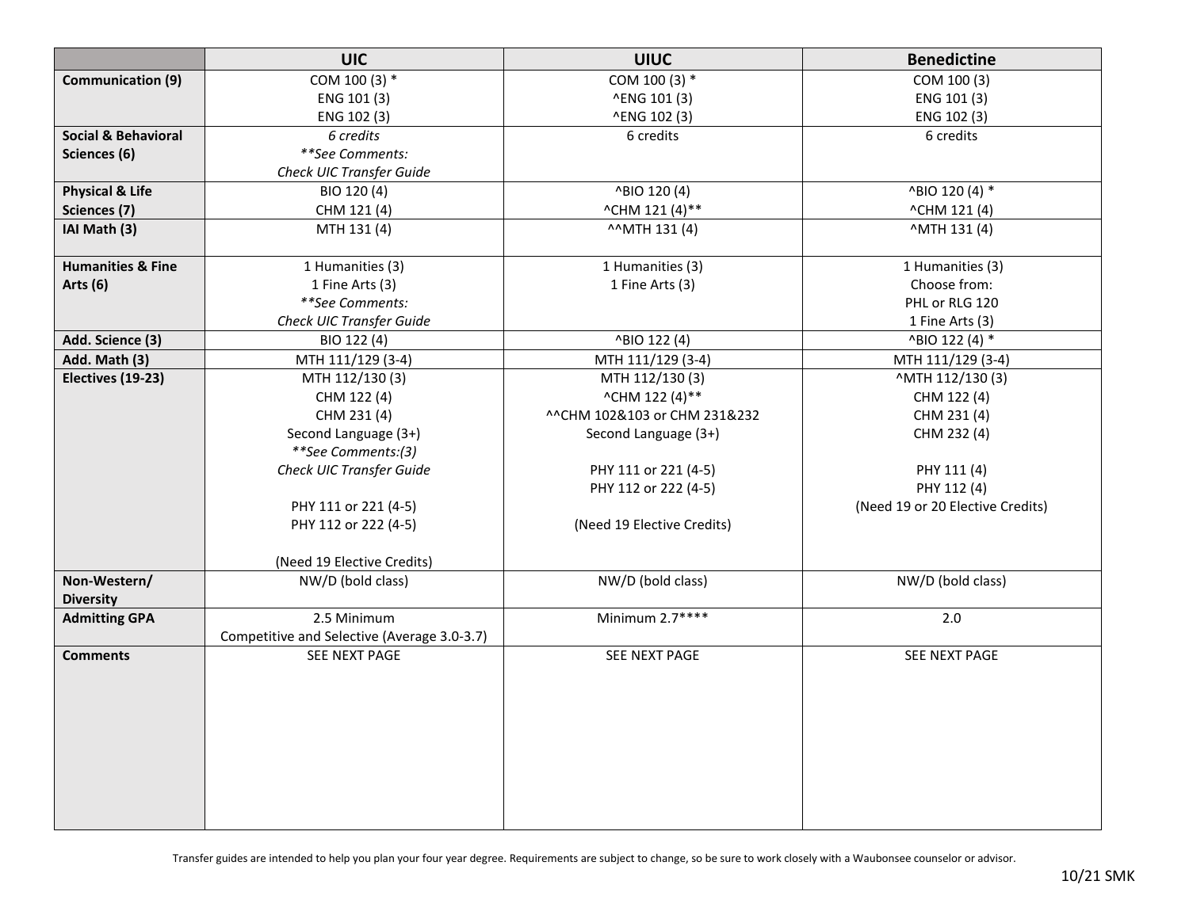| | UIC | UIUC | Benedictine |
|---|---|---|---|
| **Communication (9)** | COM 100 (3) *<br>ENG 101 (3)<br>ENG 102 (3) | COM 100 (3) *<br>^ENG 101 (3)<br>^ENG 102 (3) | COM 100 (3)<br>ENG 101 (3)<br>ENG 102 (3) |
| **Social & Behavioral Sciences (6)** | *6 credits*<br>*\*\*See Comments:*<br>*Check UIC Transfer Guide* | 6 credits | 6 credits |
| **Physical & Life Sciences (7)** | BIO 120 (4)<br>CHM 121 (4) | ^BIO 120 (4)<br>^CHM 121 (4)** | ^BIO 120 (4) *<br>^CHM 121 (4) |
| **IAI Math (3)** | MTH 131 (4) | ^^MTH 131 (4) | ^MTH 131 (4) |
| **Humanities & Fine Arts (6)** | 1 Humanities (3)<br>1 Fine Arts (3)<br>*\*\*See Comments:*<br>*Check UIC Transfer Guide* | 1 Humanities (3)<br>1 Fine Arts (3) | 1 Humanities (3)<br>Choose from:<br>PHL or RLG 120<br>1 Fine Arts (3) |
| **Add. Science (3)** | BIO 122 (4) | ^BIO 122 (4) | ^BIO 122 (4) * |
| **Add. Math (3)** | MTH 111/129 (3-4) | MTH 111/129 (3-4) | MTH 111/129 (3-4) |
| **Electives (19-23)** | MTH 112/130 (3)<br>CHM 122 (4)<br>CHM 231 (4)<br>Second Language (3+)<br>*\*\*See Comments:(3)*<br>*Check UIC Transfer Guide*<br><br>PHY 111 or 221 (4-5)<br>PHY 112 or 222 (4-5)<br><br>(Need 19 Elective Credits) | MTH 112/130 (3)<br>^CHM 122 (4)**<br>^^CHM 102&103 or CHM 231&232<br>Second Language (3+)<br><br>PHY 111 or 221 (4-5)<br>PHY 112 or 222 (4-5)<br><br>(Need 19 Elective Credits) | ^MTH 112/130 (3)<br>CHM 122 (4)<br>CHM 231 (4)<br>CHM 232 (4)<br><br>PHY 111 (4)<br>PHY 112 (4)<br>(Need 19 or 20 Elective Credits) |
| **Non-Western/ Diversity** | NW/D (bold class) | NW/D (bold class) | NW/D (bold class) |
| **Admitting GPA** | 2.5 Minimum<br>Competitive and Selective (Average 3.0-3.7) | Minimum 2.7**** | 2.0 |
| **Comments** | SEE NEXT PAGE | SEE NEXT PAGE | SEE NEXT PAGE |

Transfer guides are intended to help you plan your four year degree. Requirements are subject to change, so be sure to work closely with a Waubonsee counselor or advisor.

10/21 SMK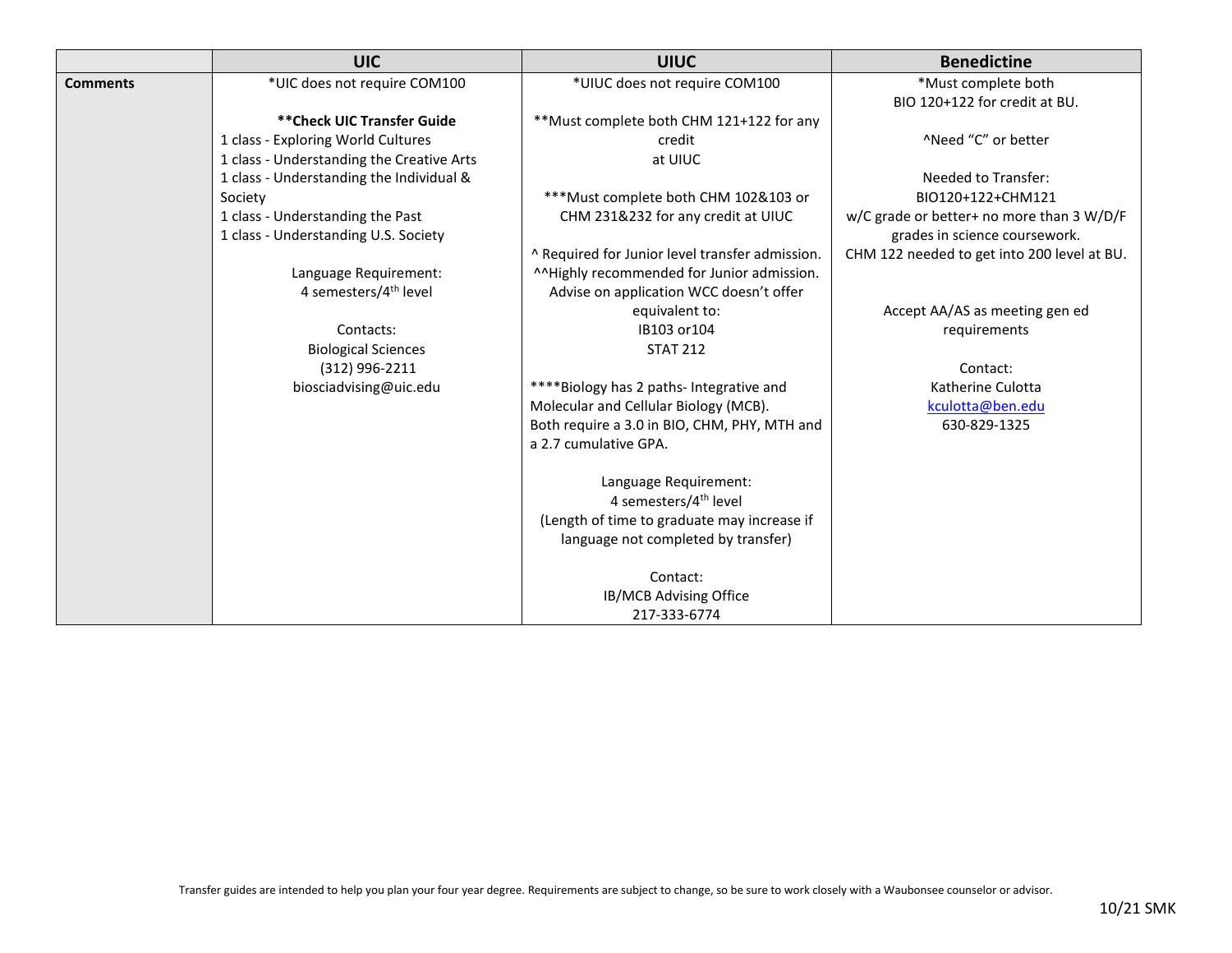| | UIC | UIUC | Benedictine |
|---|---|---|---|
| **Comments** | *UIC does not require COM100<br><br>**Check UIC Transfer Guide**<br>1 class - Exploring World Cultures<br>1 class - Understanding the Creative Arts<br>1 class - Understanding the Individual & Society<br>1 class - Understanding the Past<br>1 class - Understanding U.S. Society<br><br>Language Requirement:<br>4 semesters/4th level<br><br>Contacts:<br>Biological Sciences<br>(312) 996-2211<br>biosciadvising@uic.edu | *UIUC does not require COM100<br><br>**Must complete both CHM 121+122 for any credit at UIUC<br><br>***Must complete both CHM 102&103 or CHM 231&232 for any credit at UIUC<br><br>^ Required for Junior level transfer admission.<br>^^Highly recommended for Junior admission. Advise on application WCC doesn't offer equivalent to:<br>IB103 or104<br>STAT 212<br><br>****Biology has 2 paths- Integrative and Molecular and Cellular Biology (MCB). Both require a 3.0 in BIO, CHM, PHY, MTH and a 2.7 cumulative GPA.<br><br>Language Requirement:<br>4 semesters/4th level<br>(Length of time to graduate may increase if language not completed by transfer)<br><br>Contact:<br>IB/MCB Advising Office<br>217-333-6774 | *Must complete both BIO 120+122 for credit at BU.<br><br>^Need "C" or better<br><br>Needed to Transfer:<br>BIO120+122+CHM121<br>w/C grade or better+ no more than 3 W/D/F grades in science coursework.<br>CHM 122 needed to get into 200 level at BU.<br><br>Accept AA/AS as meeting gen ed requirements<br><br>Contact:<br>Katherine Culotta<br>kculotta@ben.edu<br>630-829-1325 |

Transfer guides are intended to help you plan your four year degree. Requirements are subject to change, so be sure to work closely with a Waubonsee counselor or advisor.

10/21 SMK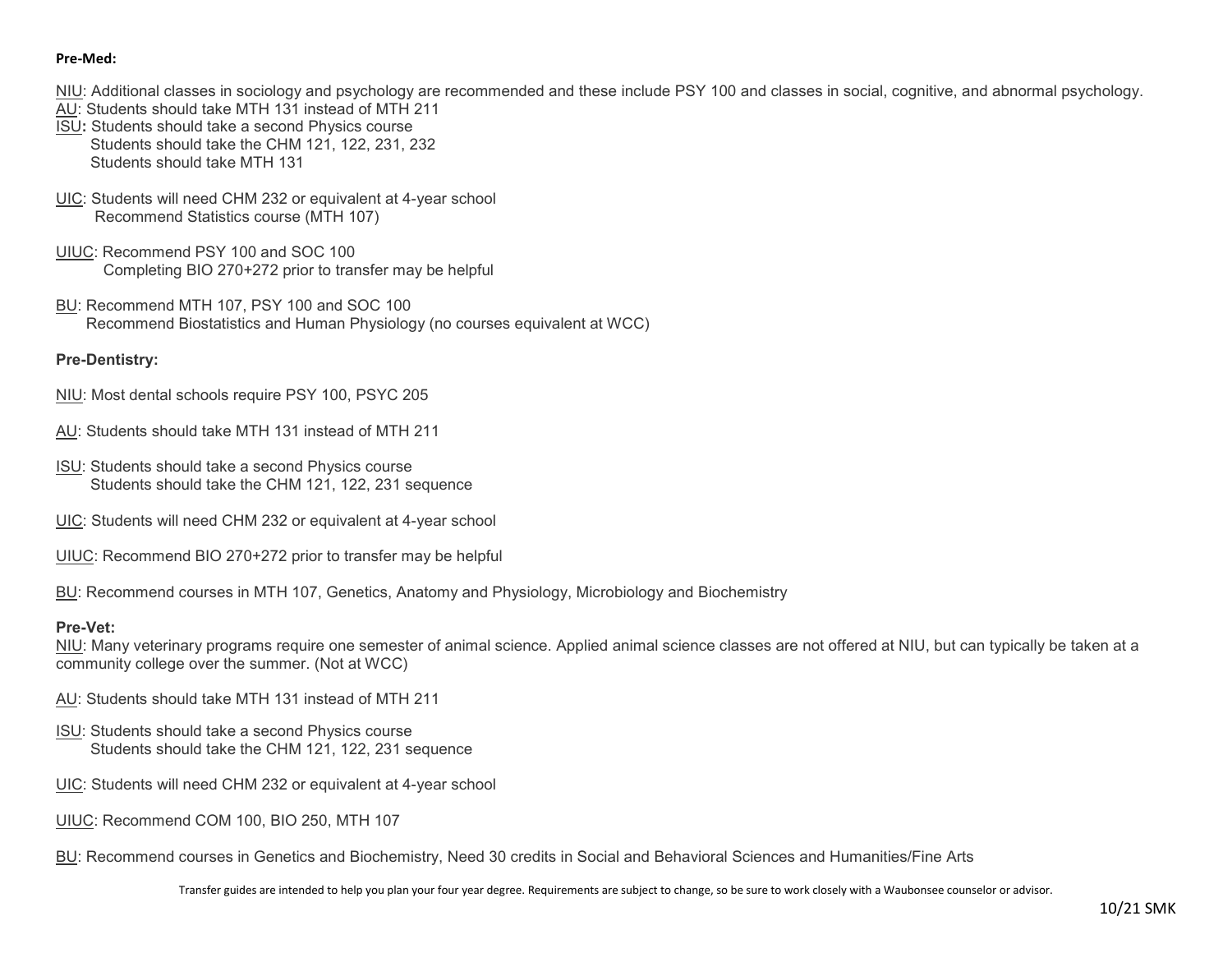**Pre-Med:**

NIU: Additional classes in sociology and psychology are recommended and these include PSY 100 and classes in social, cognitive, and abnormal psychology.

AU: Students should take MTH 131 instead of MTH 211

ISU**:** Students should take a second Physics course
Students should take the CHM 121, 122, 231, 232
Students should take MTH 131

UIC: Students will need CHM 232 or equivalent at 4-year school
Recommend Statistics course (MTH 107)

UIUC: Recommend PSY 100 and SOC 100
Completing BIO 270+272 prior to transfer may be helpful

BU: Recommend MTH 107, PSY 100 and SOC 100
Recommend Biostatistics and Human Physiology (no courses equivalent at WCC)

**Pre-Dentistry:**

NIU: Most dental schools require PSY 100, PSYC 205

AU: Students should take MTH 131 instead of MTH 211

ISU: Students should take a second Physics course
Students should take the CHM 121, 122, 231 sequence

UIC: Students will need CHM 232 or equivalent at 4-year school

UIUC: Recommend BIO 270+272 prior to transfer may be helpful

BU: Recommend courses in MTH 107, Genetics, Anatomy and Physiology, Microbiology and Biochemistry

**Pre-Vet:**

NIU: Many veterinary programs require one semester of animal science. Applied animal science classes are not offered at NIU, but can typically be taken at a community college over the summer. (Not at WCC)

AU: Students should take MTH 131 instead of MTH 211

ISU: Students should take a second Physics course
Students should take the CHM 121, 122, 231 sequence

UIC: Students will need CHM 232 or equivalent at 4-year school

UIUC: Recommend COM 100, BIO 250, MTH 107

BU: Recommend courses in Genetics and Biochemistry, Need 30 credits in Social and Behavioral Sciences and Humanities/Fine Arts

Transfer guides are intended to help you plan your four year degree. Requirements are subject to change, so be sure to work closely with a Waubonsee counselor or advisor.

10/21 SMK